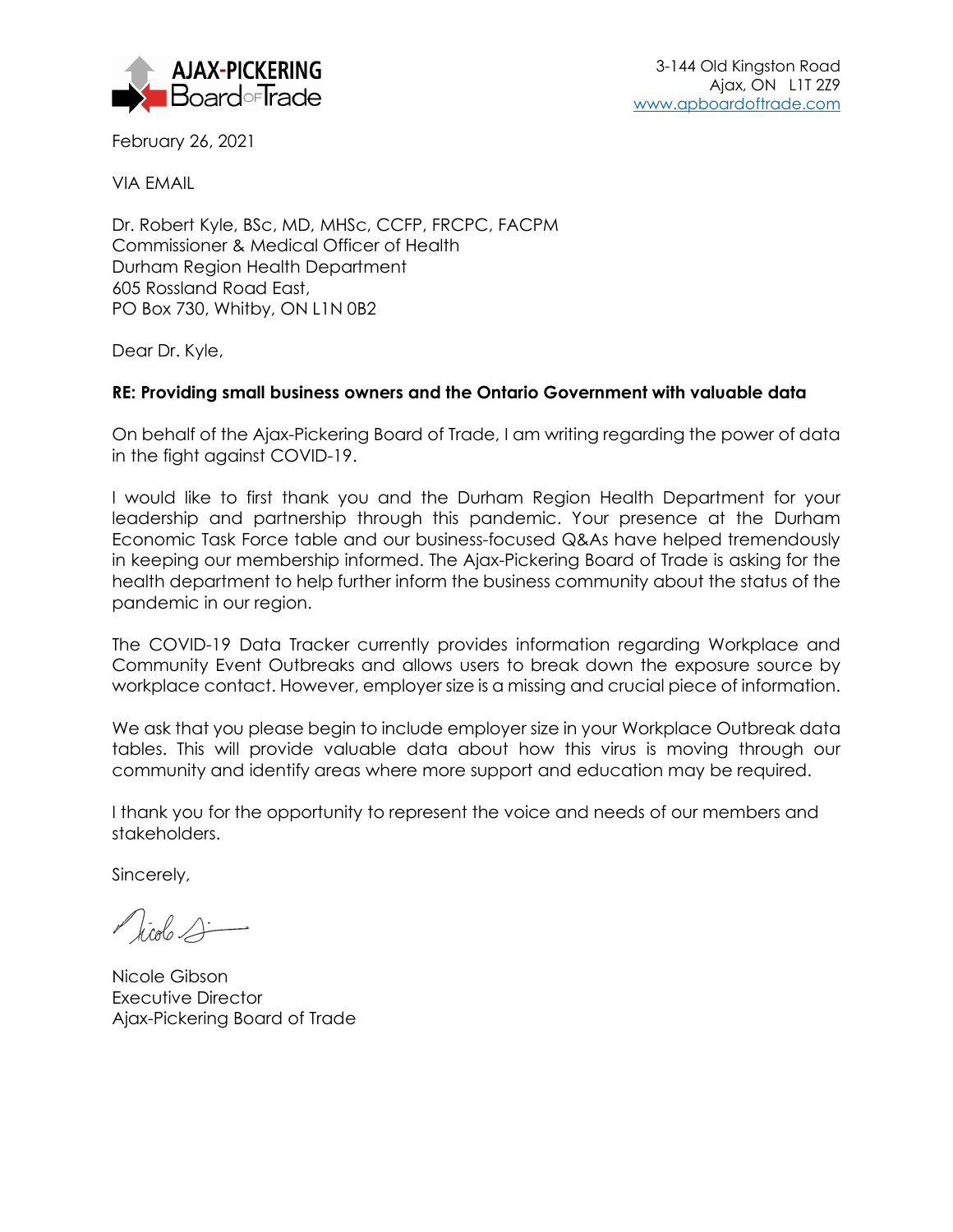AJAX-PICKERING Board of Trade

3-144 Old Kingston Road
Ajax, ON L1T 2Z9
www.apboardoftrade.com

February 26, 2021

VIA EMAIL

Dr. Robert Kyle, BSc, MD, MHSc, CCFP, FRCPC, FACPM
Commissioner & Medical Officer of Health
Durham Region Health Department
605 Rossland Road East,
PO Box 730, Whitby, ON L1N 0B2

Dear Dr. Kyle,

**RE: Providing small business owners and the Ontario Government with valuable data**

On behalf of the Ajax-Pickering Board of Trade, I am writing regarding the power of data in the fight against COVID-19.

I would like to first thank you and the Durham Region Health Department for your leadership and partnership through this pandemic. Your presence at the Durham Economic Task Force table and our business-focused Q&As have helped tremendously in keeping our membership informed. The Ajax-Pickering Board of Trade is asking for the health department to help further inform the business community about the status of the pandemic in our region.

The COVID-19 Data Tracker currently provides information regarding Workplace and Community Event Outbreaks and allows users to break down the exposure source by workplace contact. However, employer size is a missing and crucial piece of information.

We ask that you please begin to include employer size in your Workplace Outbreak data tables. This will provide valuable data about how this virus is moving through our community and identify areas where more support and education may be required.

I thank you for the opportunity to represent the voice and needs of our members and stakeholders.

Sincerely,

Nicole Gibson
Executive Director
Ajax-Pickering Board of Trade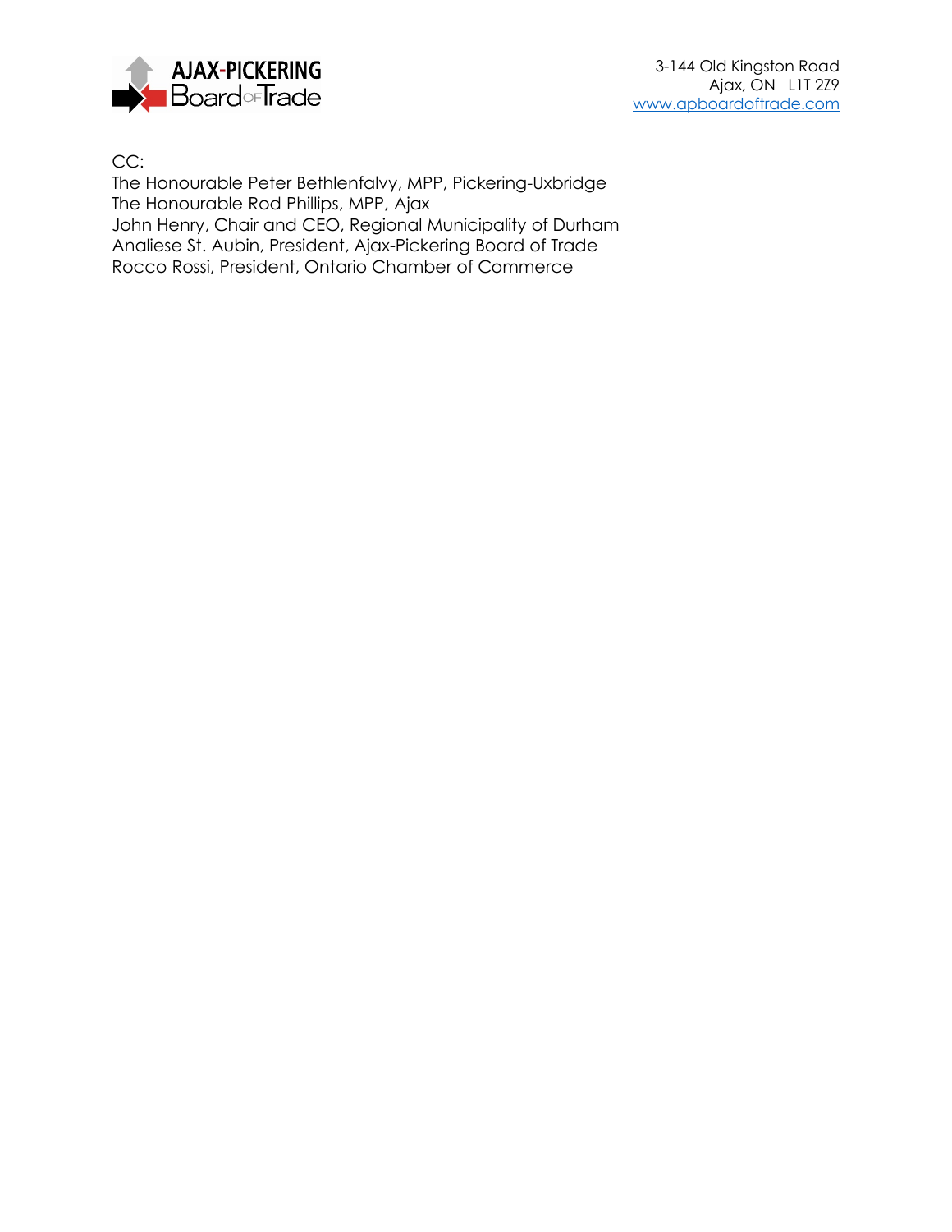AJAX-PICKERING Board of Trade

3-144 Old Kingston Road
Ajax, ON L1T 2Z9
www.apboardoftrade.com

CC:
The Honourable Peter Bethlenfalvy, MPP, Pickering-Uxbridge
The Honourable Rod Phillips, MPP, Ajax
John Henry, Chair and CEO, Regional Municipality of Durham
Analiese St. Aubin, President, Ajax-Pickering Board of Trade
Rocco Rossi, President, Ontario Chamber of Commerce